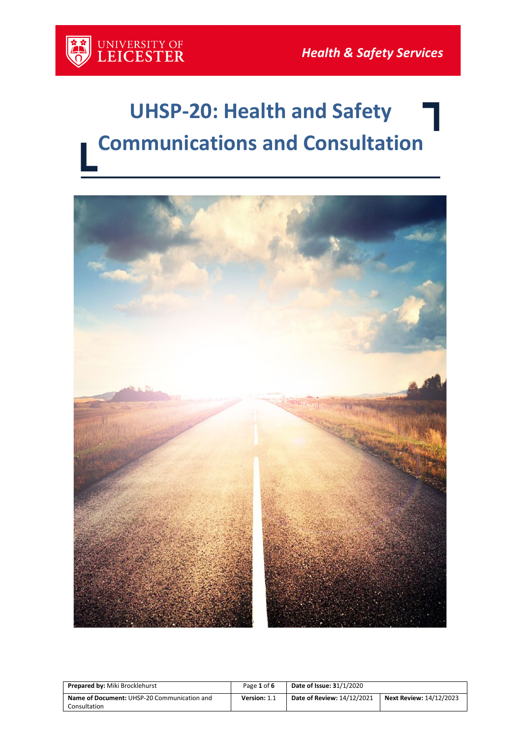UNIVERSITY OF LEICESTER

*Health & Safety Services*

# UHSP-20: Health and Safety Communications and Consultation

| **Prepared by:** Miki Brocklehurst | Page **1** of **6** | **Date of Issue: 3**1/1/2020 | |
|---|---|---|---|
| **Name of Document:** UHSP-20 Communication and Consultation | **Version:** 1.1 | **Date of Review:** 14/12/2021 | **Next Review:** 14/12/2023 |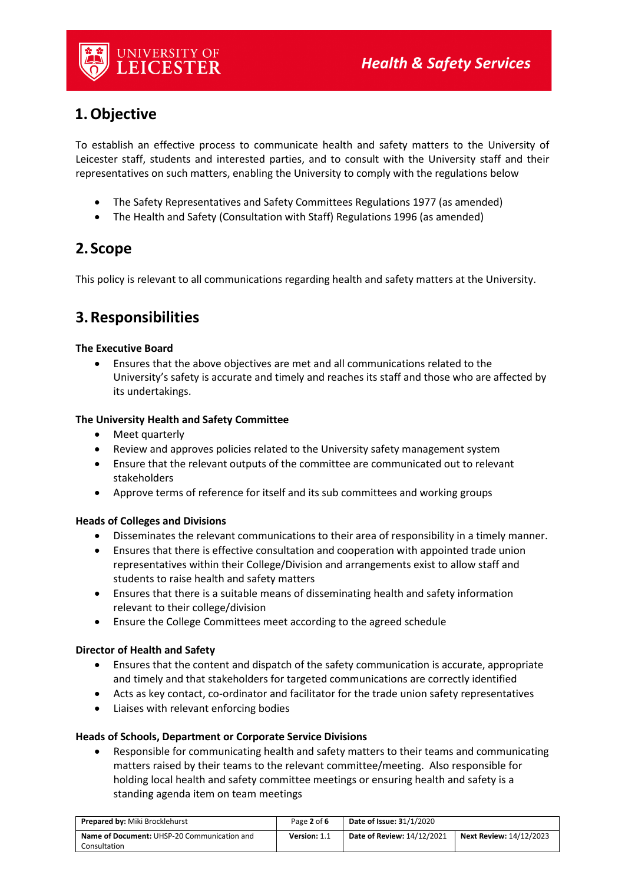## 1. Objective

To establish an effective process to communicate health and safety matters to the University of Leicester staff, students and interested parties, and to consult with the University staff and their representatives on such matters, enabling the University to comply with the regulations below

- The Safety Representatives and Safety Committees Regulations 1977 (as amended)
- The Health and Safety (Consultation with Staff) Regulations 1996 (as amended)

## 2. Scope

This policy is relevant to all communications regarding health and safety matters at the University.

## 3. Responsibilities

**The Executive Board**

- Ensures that the above objectives are met and all communications related to the University's safety is accurate and timely and reaches its staff and those who are affected by its undertakings.

**The University Health and Safety Committee**

- Meet quarterly
- Review and approves policies related to the University safety management system
- Ensure that the relevant outputs of the committee are communicated out to relevant stakeholders
- Approve terms of reference for itself and its sub committees and working groups

**Heads of Colleges and Divisions**

- Disseminates the relevant communications to their area of responsibility in a timely manner.
- Ensures that there is effective consultation and cooperation with appointed trade union representatives within their College/Division and arrangements exist to allow staff and students to raise health and safety matters
- Ensures that there is a suitable means of disseminating health and safety information relevant to their college/division
- Ensure the College Committees meet according to the agreed schedule

**Director of Health and Safety**

- Ensures that the content and dispatch of the safety communication is accurate, appropriate and timely and that stakeholders for targeted communications are correctly identified
- Acts as key contact, co-ordinator and facilitator for the trade union safety representatives
- Liaises with relevant enforcing bodies

**Heads of Schools, Department or Corporate Service Divisions**

- Responsible for communicating health and safety matters to their teams and communicating matters raised by their teams to the relevant committee/meeting. Also responsible for holding local health and safety committee meetings or ensuring health and safety is a standing agenda item on team meetings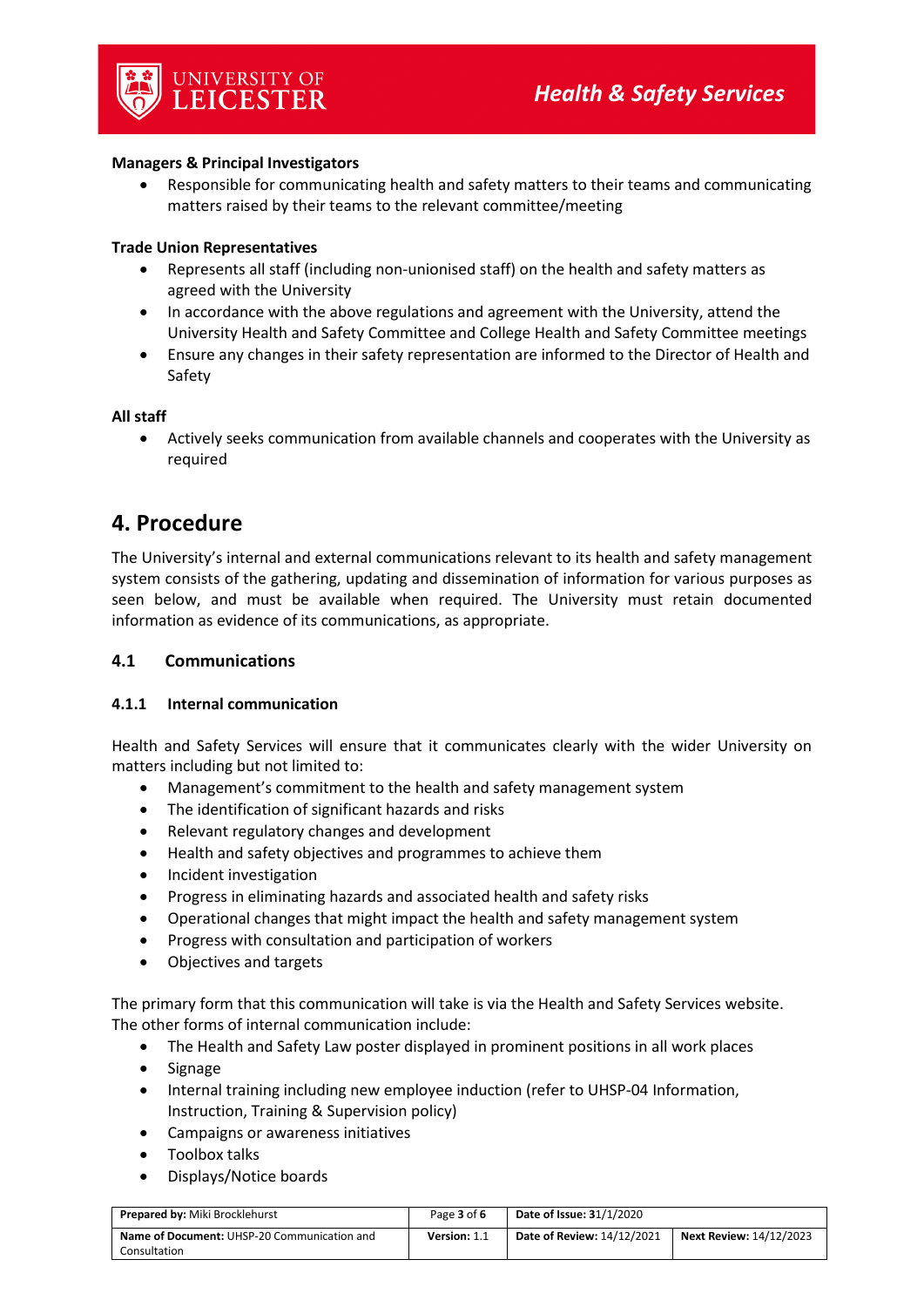**Managers & Principal Investigators**

- Responsible for communicating health and safety matters to their teams and communicating matters raised by their teams to the relevant committee/meeting

**Trade Union Representatives**

- Represents all staff (including non-unionised staff) on the health and safety matters as agreed with the University
- In accordance with the above regulations and agreement with the University, attend the University Health and Safety Committee and College Health and Safety Committee meetings
- Ensure any changes in their safety representation are informed to the Director of Health and Safety

**All staff**

- Actively seeks communication from available channels and cooperates with the University as required

# 4. Procedure

The University's internal and external communications relevant to its health and safety management system consists of the gathering, updating and dissemination of information for various purposes as seen below, and must be available when required. The University must retain documented information as evidence of its communications, as appropriate.

## 4.1 Communications

### 4.1.1 Internal communication

Health and Safety Services will ensure that it communicates clearly with the wider University on matters including but not limited to:

- Management's commitment to the health and safety management system
- The identification of significant hazards and risks
- Relevant regulatory changes and development
- Health and safety objectives and programmes to achieve them
- Incident investigation
- Progress in eliminating hazards and associated health and safety risks
- Operational changes that might impact the health and safety management system
- Progress with consultation and participation of workers
- Objectives and targets

The primary form that this communication will take is via the Health and Safety Services website. The other forms of internal communication include:

- The Health and Safety Law poster displayed in prominent positions in all work places
- Signage
- Internal training including new employee induction (refer to UHSP-04 Information, Instruction, Training & Supervision policy)
- Campaigns or awareness initiatives
- Toolbox talks
- Displays/Notice boards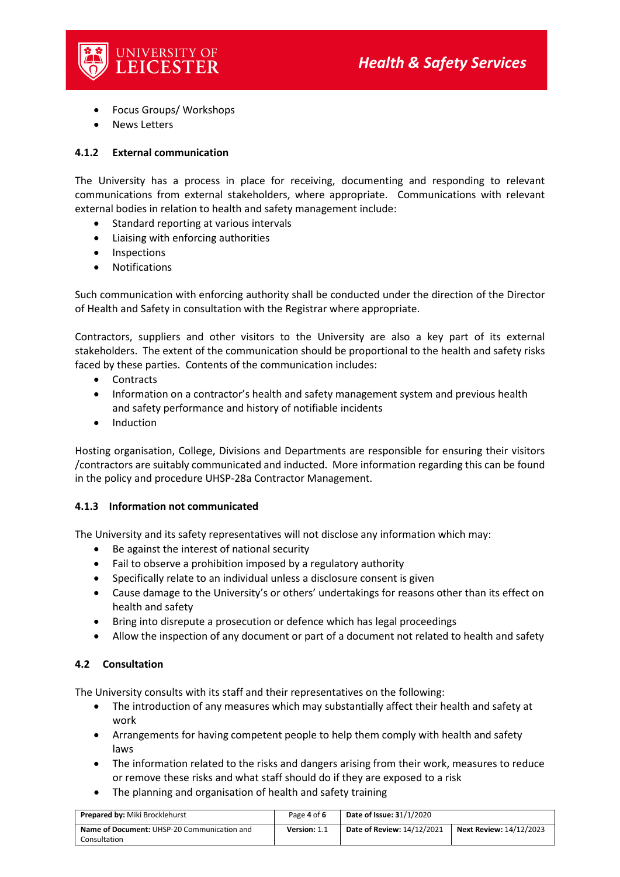- Focus Groups/ Workshops
- News Letters

#### 4.1.2 External communication

The University has a process in place for receiving, documenting and responding to relevant communications from external stakeholders, where appropriate. Communications with relevant external bodies in relation to health and safety management include:

- Standard reporting at various intervals
- Liaising with enforcing authorities
- Inspections
- Notifications

Such communication with enforcing authority shall be conducted under the direction of the Director of Health and Safety in consultation with the Registrar where appropriate.

Contractors, suppliers and other visitors to the University are also a key part of its external stakeholders. The extent of the communication should be proportional to the health and safety risks faced by these parties. Contents of the communication includes:

- Contracts
- Information on a contractor's health and safety management system and previous health and safety performance and history of notifiable incidents
- Induction

Hosting organisation, College, Divisions and Departments are responsible for ensuring their visitors /contractors are suitably communicated and inducted. More information regarding this can be found in the policy and procedure UHSP-28a Contractor Management.

#### 4.1.3 Information not communicated

The University and its safety representatives will not disclose any information which may:

- Be against the interest of national security
- Fail to observe a prohibition imposed by a regulatory authority
- Specifically relate to an individual unless a disclosure consent is given
- Cause damage to the University's or others' undertakings for reasons other than its effect on health and safety
- Bring into disrepute a prosecution or defence which has legal proceedings
- Allow the inspection of any document or part of a document not related to health and safety

### 4.2 Consultation

The University consults with its staff and their representatives on the following:

- The introduction of any measures which may substantially affect their health and safety at work
- Arrangements for having competent people to help them comply with health and safety laws
- The information related to the risks and dangers arising from their work, measures to reduce or remove these risks and what staff should do if they are exposed to a risk
- The planning and organisation of health and safety training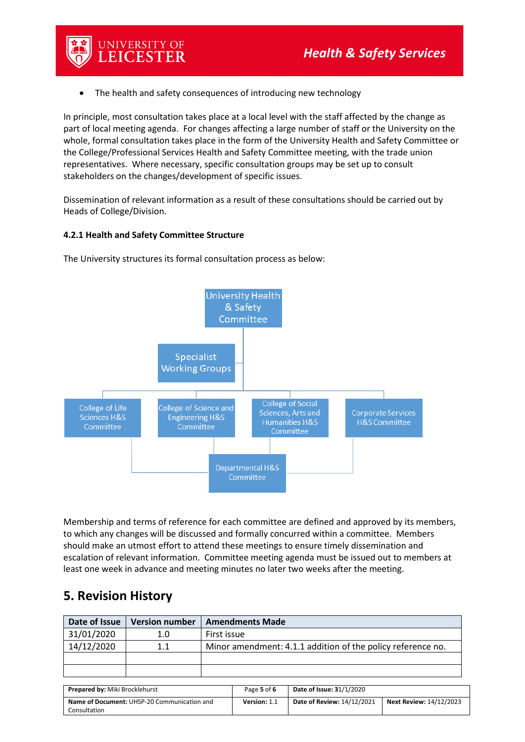- The health and safety consequences of introducing new technology

In principle, most consultation takes place at a local level with the staff affected by the change as part of local meeting agenda. For changes affecting a large number of staff or the University on the whole, formal consultation takes place in the form of the University Health and Safety Committee or the College/Professional Services Health and Safety Committee meeting, with the trade union representatives. Where necessary, specific consultation groups may be set up to consult stakeholders on the changes/development of specific issues.

Dissemination of relevant information as a result of these consultations should be carried out by Heads of College/Division.

**4.2.1 Health and Safety Committee Structure**

The University structures its formal consultation process as below:

University Health & Safety Committee

Specialist Working Groups

College of Life Sciences H&S Committee

College of Science and Engineering H&S Committee

College of Social Sciences, Arts and Humanities H&S Committee

Corporate Services H&S Committee

Departmental H&S Committee

Membership and terms of reference for each committee are defined and approved by its members, to which any changes will be discussed and formally concurred within a committee. Members should make an utmost effort to attend these meetings to ensure timely dissemination and escalation of relevant information. Committee meeting agenda must be issued out to members at least one week in advance and meeting minutes no later two weeks after the meeting.

## 5. Revision History

| Date of Issue | Version number | Amendments Made |
|---|---|---|
| 31/01/2020 | 1.0 | First issue |
| 14/12/2020 | 1.1 | Minor amendment: 4.1.1 addition of the policy reference no. |
| | | |
| | | |